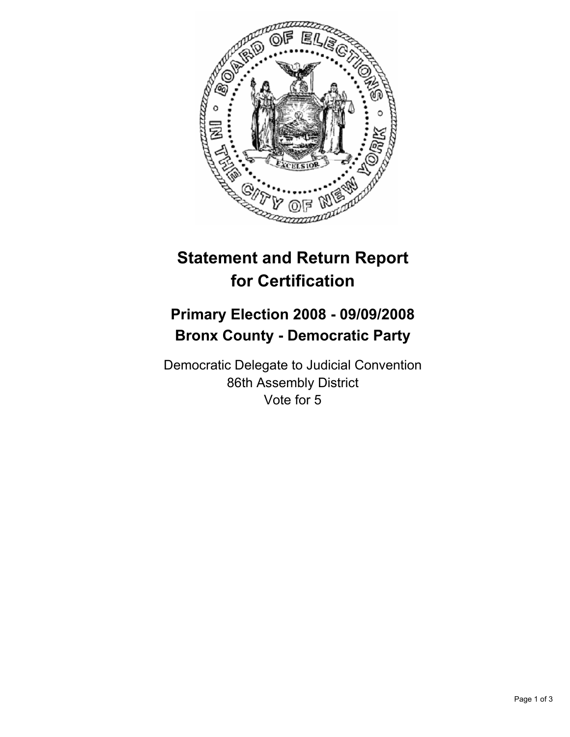# Statement and Return Report for Certification

## Primary Election 2008 - 09/09/2008
## Bronx County - Democratic Party

Democratic Delegate to Judicial Convention
86th Assembly District
Vote for 5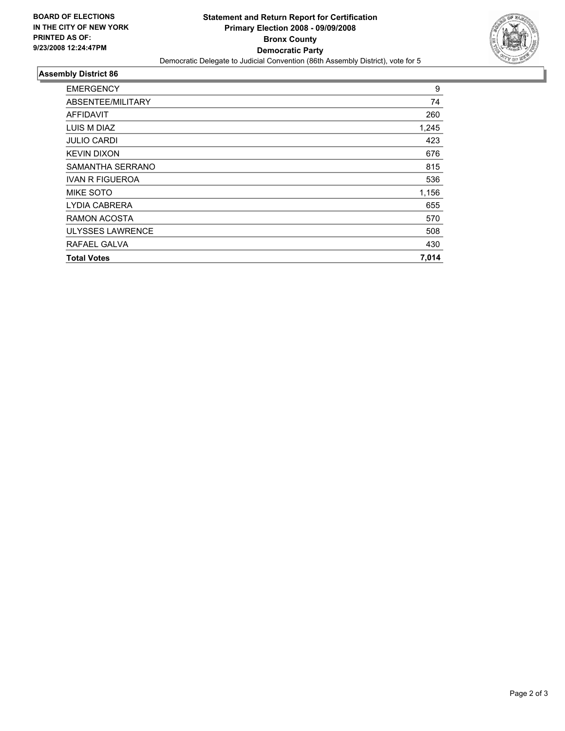**BOARD OF ELECTIONS IN THE CITY OF NEW YORK PRINTED AS OF: 9/23/2008 12:24:47PM**

# Statement and Return Report for Certification
## Primary Election 2008 - 09/09/2008
## Bronx County
## Democratic Party

Democratic Delegate to Judicial Convention (86th Assembly District), vote for 5

### Assembly District 86

| | |
|---|---|
| EMERGENCY | 9 |
| ABSENTEE/MILITARY | 74 |
| AFFIDAVIT | 260 |
| LUIS M DIAZ | 1,245 |
| JULIO CARDI | 423 |
| KEVIN DIXON | 676 |
| SAMANTHA SERRANO | 815 |
| IVAN R FIGUEROA | 536 |
| MIKE SOTO | 1,156 |
| LYDIA CABRERA | 655 |
| RAMON ACOSTA | 570 |
| ULYSSES LAWRENCE | 508 |
| RAFAEL GALVA | 430 |
| **Total Votes** | **7,014** |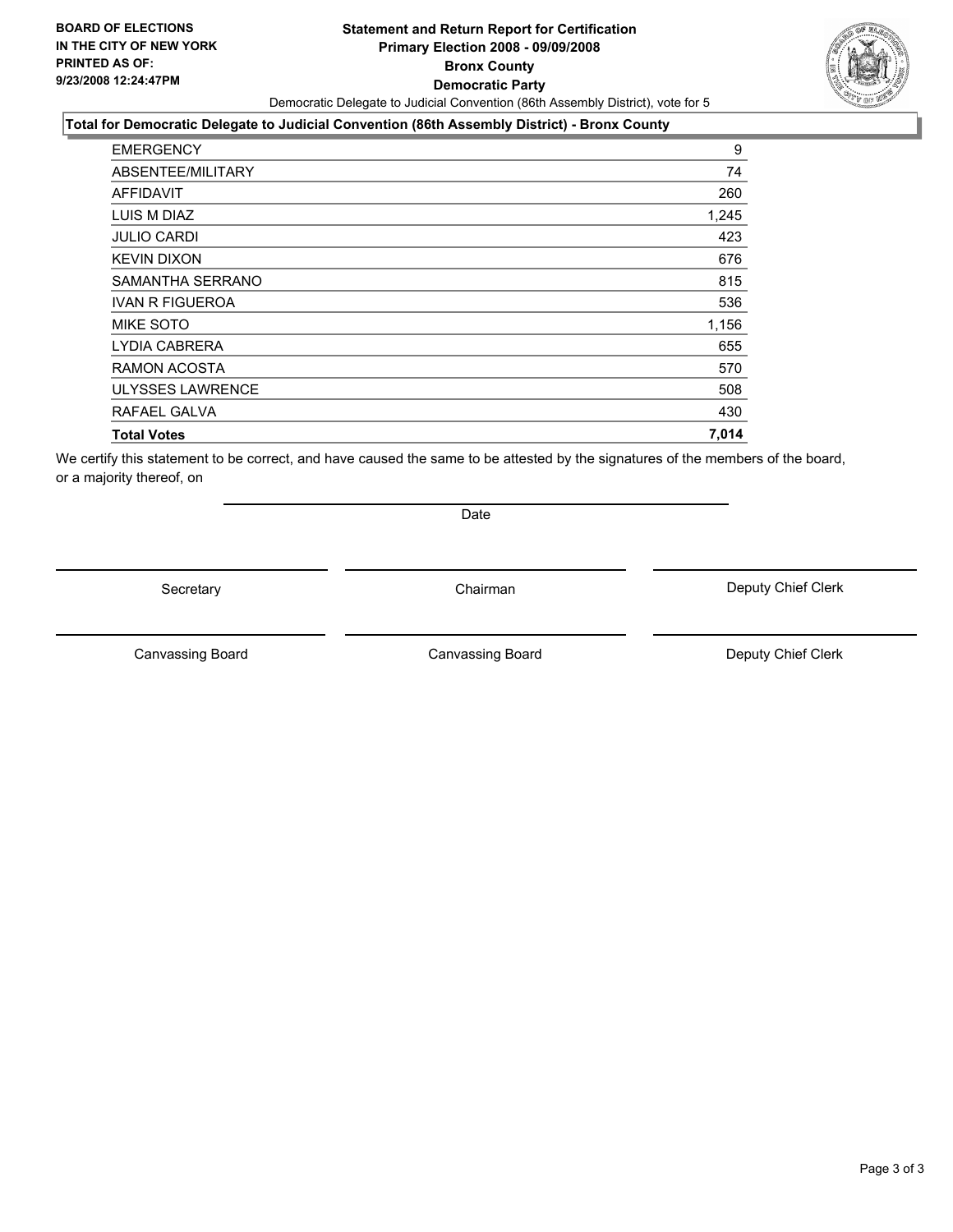BOARD OF ELECTIONS
IN THE CITY OF NEW YORK
PRINTED AS OF:
9/23/2008 12:24:47PM

**Statement and Return Report for Certification**
**Primary Election 2008 - 09/09/2008**
**Bronx County**
**Democratic Party**

Democratic Delegate to Judicial Convention (86th Assembly District), vote for 5

**Total for Democratic Delegate to Judicial Convention (86th Assembly District) - Bronx County**

| | |
|---|---|
| EMERGENCY | 9 |
| ABSENTEE/MILITARY | 74 |
| AFFIDAVIT | 260 |
| LUIS M DIAZ | 1,245 |
| JULIO CARDI | 423 |
| KEVIN DIXON | 676 |
| SAMANTHA SERRANO | 815 |
| IVAN R FIGUEROA | 536 |
| MIKE SOTO | 1,156 |
| LYDIA CABRERA | 655 |
| RAMON ACOSTA | 570 |
| ULYSSES LAWRENCE | 508 |
| RAFAEL GALVA | 430 |
| **Total Votes** | **7,014** |

We certify this statement to be correct, and have caused the same to be attested by the signatures of the members of the board, or a majority thereof, on

Date

Secretary

Chairman

Deputy Chief Clerk

Canvassing Board

Canvassing Board

Deputy Chief Clerk